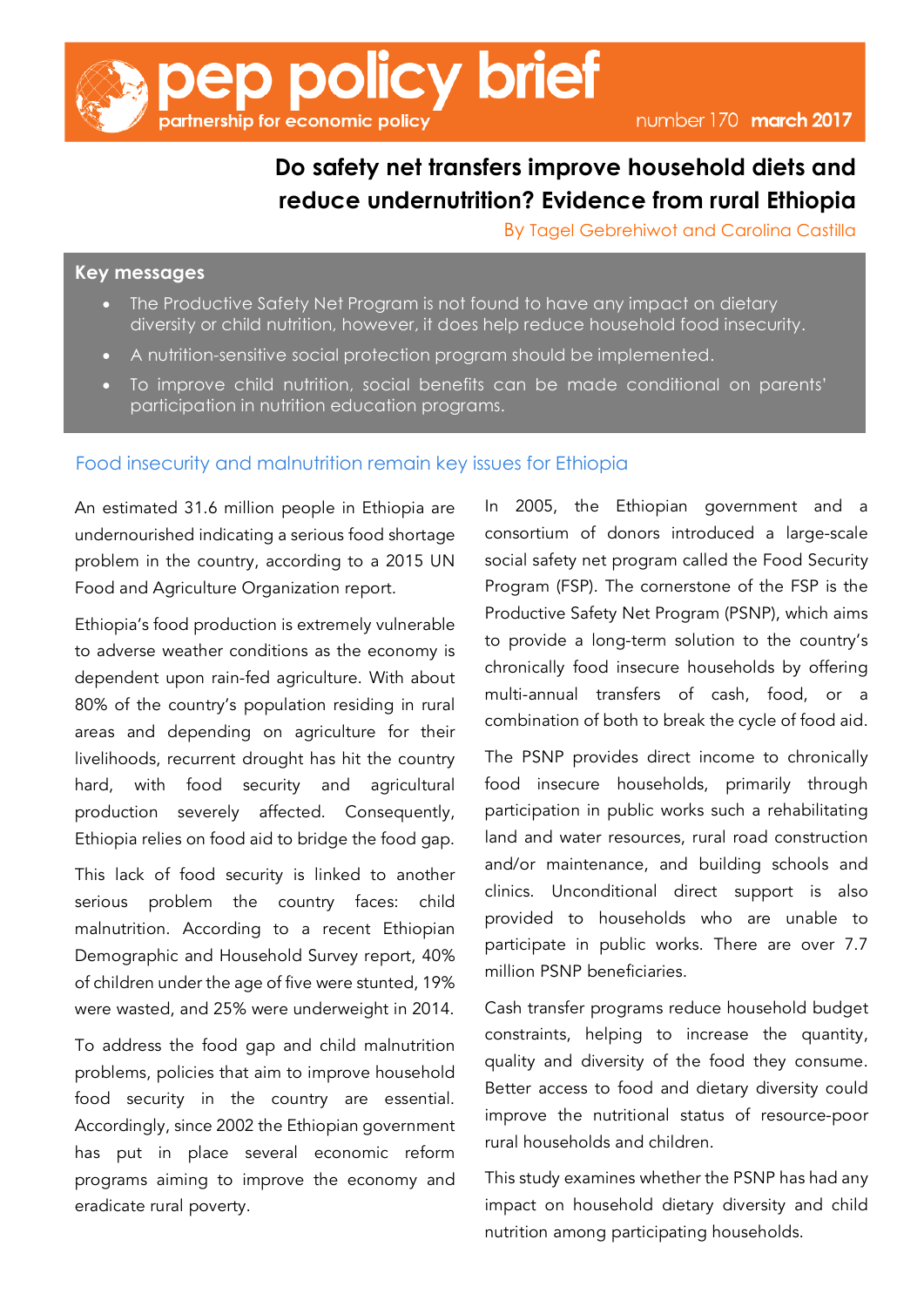# pep policy brief

partnership for economic policy

number 170 **march 2017**

## Do safety net transfers improve household diets and reduce undernutrition? Evidence from rural Ethiopia

By Tagel Gebrehiwot and Carolina Castilla

### Key messages

- The Productive Safety Net Program is not found to have any impact on dietary diversity or child nutrition, however, it does help reduce household food insecurity.
- A nutrition-sensitive social protection program should be implemented.
- To improve child nutrition, social benefits can be made conditional on parents' participation in nutrition education programs.

### Food insecurity and malnutrition remain key issues for Ethiopia

An estimated 31.6 million people in Ethiopia are undernourished indicating a serious food shortage problem in the country, according to a 2015 UN Food and Agriculture Organization report.

Ethiopia's food production is extremely vulnerable to adverse weather conditions as the economy is dependent upon rain-fed agriculture. With about 80% of the country's population residing in rural areas and depending on agriculture for their livelihoods, recurrent drought has hit the country hard, with food security and agricultural production severely affected. Consequently, Ethiopia relies on food aid to bridge the food gap.

This lack of food security is linked to another serious problem the country faces: child malnutrition. According to a recent Ethiopian Demographic and Household Survey report, 40% of children under the age of five were stunted, 19% were wasted, and 25% were underweight in 2014.

To address the food gap and child malnutrition problems, policies that aim to improve household food security in the country are essential. Accordingly, since 2002 the Ethiopian government has put in place several economic reform programs aiming to improve the economy and eradicate rural poverty.

In 2005, the Ethiopian government and a consortium of donors introduced a large-scale social safety net program called the Food Security Program (FSP). The cornerstone of the FSP is the Productive Safety Net Program (PSNP), which aims to provide a long-term solution to the country's chronically food insecure households by offering multi-annual transfers of cash, food, or a combination of both to break the cycle of food aid.

The PSNP provides direct income to chronically food insecure households, primarily through participation in public works such a rehabilitating land and water resources, rural road construction and/or maintenance, and building schools and clinics. Unconditional direct support is also provided to households who are unable to participate in public works. There are over 7.7 million PSNP beneficiaries.

Cash transfer programs reduce household budget constraints, helping to increase the quantity, quality and diversity of the food they consume. Better access to food and dietary diversity could improve the nutritional status of resource-poor rural households and children.

This study examines whether the PSNP has had any impact on household dietary diversity and child nutrition among participating households.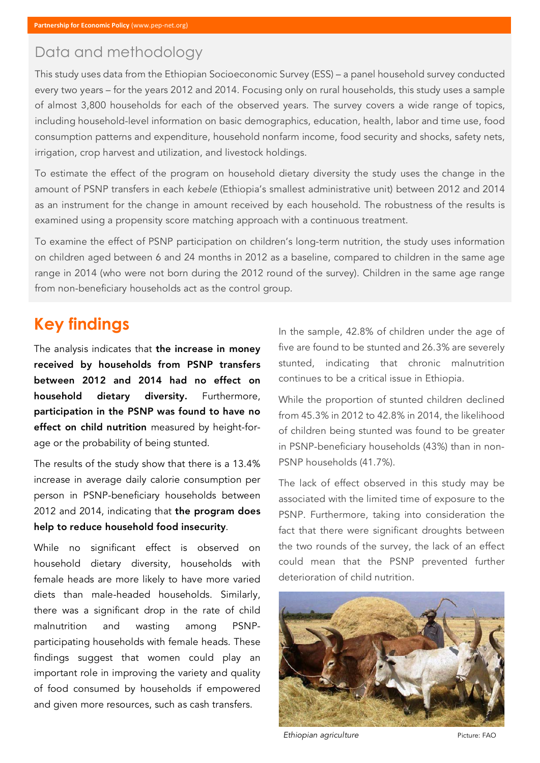## Data and methodology

This study uses data from the Ethiopian Socioeconomic Survey (ESS) – a panel household survey conducted every two years – for the years 2012 and 2014. Focusing only on rural households, this study uses a sample of almost 3,800 households for each of the observed years. The survey covers a wide range of topics, including household-level information on basic demographics, education, health, labor and time use, food consumption patterns and expenditure, household nonfarm income, food security and shocks, safety nets, irrigation, crop harvest and utilization, and livestock holdings.

To estimate the effect of the program on household dietary diversity the study uses the change in the amount of PSNP transfers in each *kebele* (Ethiopia's smallest administrative unit) between 2012 and 2014 as an instrument for the change in amount received by each household. The robustness of the results is examined using a propensity score matching approach with a continuous treatment.

To examine the effect of PSNP participation on children's long-term nutrition, the study uses information on children aged between 6 and 24 months in 2012 as a baseline, compared to children in the same age range in 2014 (who were not born during the 2012 round of the survey). Children in the same age range from non-beneficiary households act as the control group.

## Key findings

The analysis indicates that **the increase in money received by households from PSNP transfers between 2012 and 2014 had no effect on household dietary diversity.** Furthermore, **participation in the PSNP was found to have no effect on child nutrition** measured by height-for-age or the probability of being stunted.

The results of the study show that there is a 13.4% increase in average daily calorie consumption per person in PSNP-beneficiary households between 2012 and 2014, indicating that **the program does help to reduce household food insecurity**.

While no significant effect is observed on household dietary diversity, households with female heads are more likely to have more varied diets than male-headed households. Similarly, there was a significant drop in the rate of child malnutrition and wasting among PSNP-participating households with female heads. These findings suggest that women could play an important role in improving the variety and quality of food consumed by households if empowered and given more resources, such as cash transfers.

In the sample, 42.8% of children under the age of five are found to be stunted and 26.3% are severely stunted, indicating that chronic malnutrition continues to be a critical issue in Ethiopia.

While the proportion of stunted children declined from 45.3% in 2012 to 42.8% in 2014, the likelihood of children being stunted was found to be greater in PSNP-beneficiary households (43%) than in non-PSNP households (41.7%).

The lack of effect observed in this study may be associated with the limited time of exposure to the PSNP. Furthermore, taking into consideration the fact that there were significant droughts between the two rounds of the survey, the lack of an effect could mean that the PSNP prevented further deterioration of child nutrition.

*Ethiopian agriculture* Picture: FAO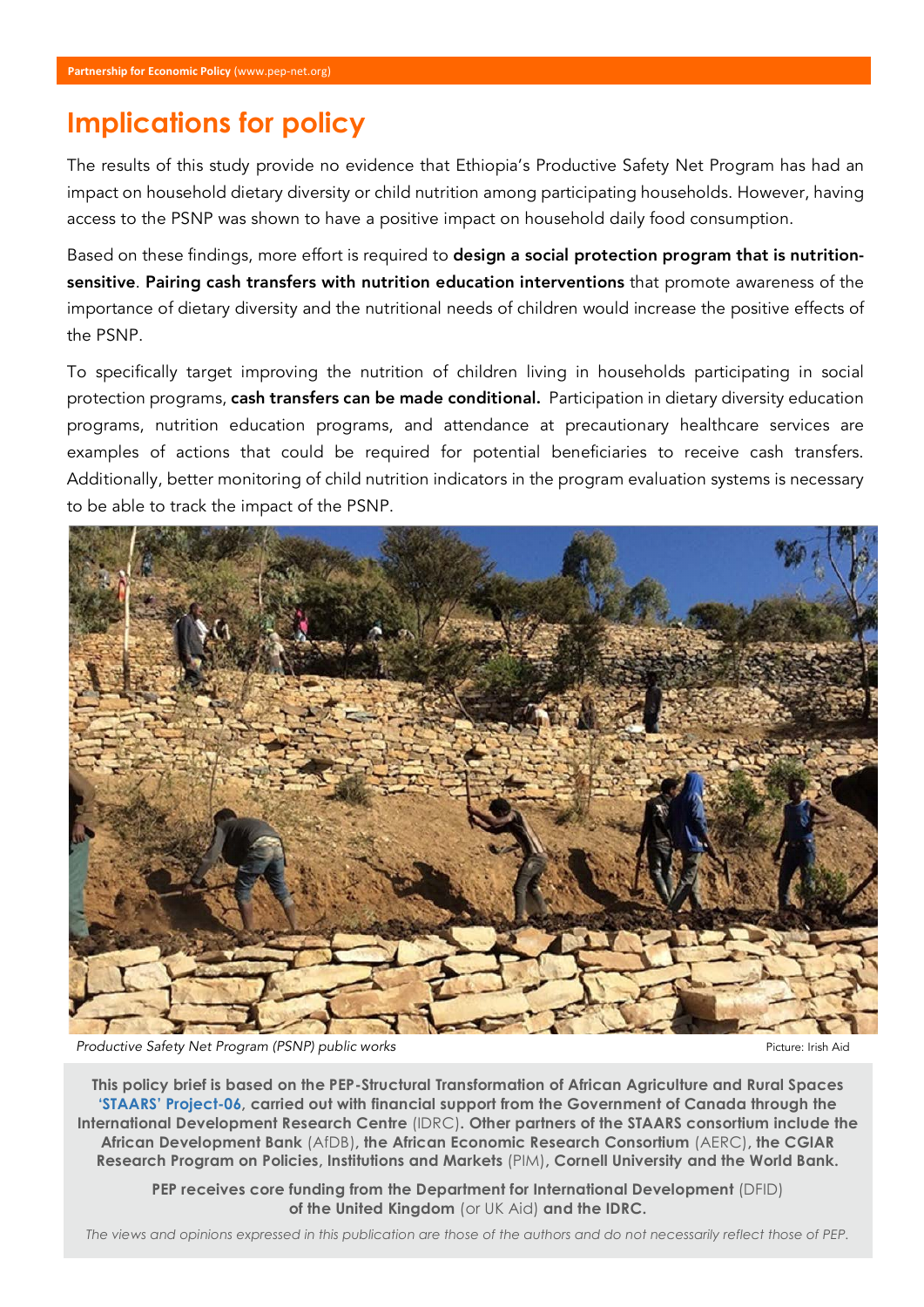## Implications for policy

The results of this study provide no evidence that Ethiopia's Productive Safety Net Program has had an impact on household dietary diversity or child nutrition among participating households. However, having access to the PSNP was shown to have a positive impact on household daily food consumption.

Based on these findings, more effort is required to **design a social protection program that is nutrition-sensitive**. **Pairing cash transfers with nutrition education interventions** that promote awareness of the importance of dietary diversity and the nutritional needs of children would increase the positive effects of the PSNP.

To specifically target improving the nutrition of children living in households participating in social protection programs, **cash transfers can be made conditional.** Participation in dietary diversity education programs, nutrition education programs, and attendance at precautionary healthcare services are examples of actions that could be required for potential beneficiaries to receive cash transfers. Additionally, better monitoring of child nutrition indicators in the program evaluation systems is necessary to be able to track the impact of the PSNP.

*Productive Safety Net Program (PSNP) public works*

Picture: Irish Aid

**This policy brief is based on the PEP-Structural Transformation of African Agriculture and Rural Spaces 'STAARS' Project-06, carried out with financial support from the Government of Canada through the International Development Research Centre** (IDRC). **Other partners of the STAARS consortium include the African Development Bank** (AfDB), **the African Economic Research Consortium** (AERC), **the CGIAR Research Program on Policies, Institutions and Markets** (PIM), **Cornell University and the World Bank.**

**PEP receives core funding from the Department for International Development** (DFID) **of the United Kingdom** (or UK Aid) **and the IDRC.**

*The views and opinions expressed in this publication are those of the authors and do not necessarily reflect those of PEP.*